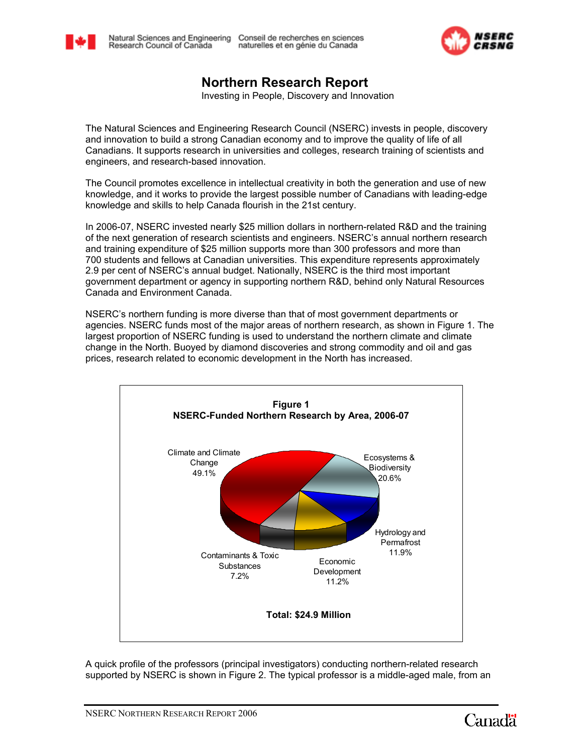Natural Sciences and Engineering Research Council of Canada | Conseil de recherches en sciences naturelles et en génie du Canada

NSERC CRSNG

# Northern Research Report

Investing in People, Discovery and Innovation

The Natural Sciences and Engineering Research Council (NSERC) invests in people, discovery and innovation to build a strong Canadian economy and to improve the quality of life of all Canadians. It supports research in universities and colleges, research training of scientists and engineers, and research-based innovation.

The Council promotes excellence in intellectual creativity in both the generation and use of new knowledge, and it works to provide the largest possible number of Canadians with leading-edge knowledge and skills to help Canada flourish in the 21st century.

In 2006-07, NSERC invested nearly $25 million dollars in northern-related R&D and the training of the next generation of research scientists and engineers. NSERC's annual northern research and training expenditure of $25 million supports more than 300 professors and more than 700 students and fellows at Canadian universities. This expenditure represents approximately 2.9 per cent of NSERC's annual budget. Nationally, NSERC is the third most important government department or agency in supporting northern R&D, behind only Natural Resources Canada and Environment Canada.

NSERC's northern funding is more diverse than that of most government departments or agencies. NSERC funds most of the major areas of northern research, as shown in Figure 1. The largest proportion of NSERC funding is used to understand the northern climate and climate change in the North. Buoyed by diamond discoveries and strong commodity and oil and gas prices, research related to economic development in the North has increased.

**Figure 1**
**NSERC-Funded Northern Research by Area, 2006-07**

Climate and Climate Change 49.1%
Ecosystems & Biodiversity 20.6%
Hydrology and Permafrost 11.9%
Economic Development 11.2%
Contaminants & Toxic Substances 7.2%

**Total: $24.9 Million**

A quick profile of the professors (principal investigators) conducting northern-related research supported by NSERC is shown in Figure 2. The typical professor is a middle-aged male, from an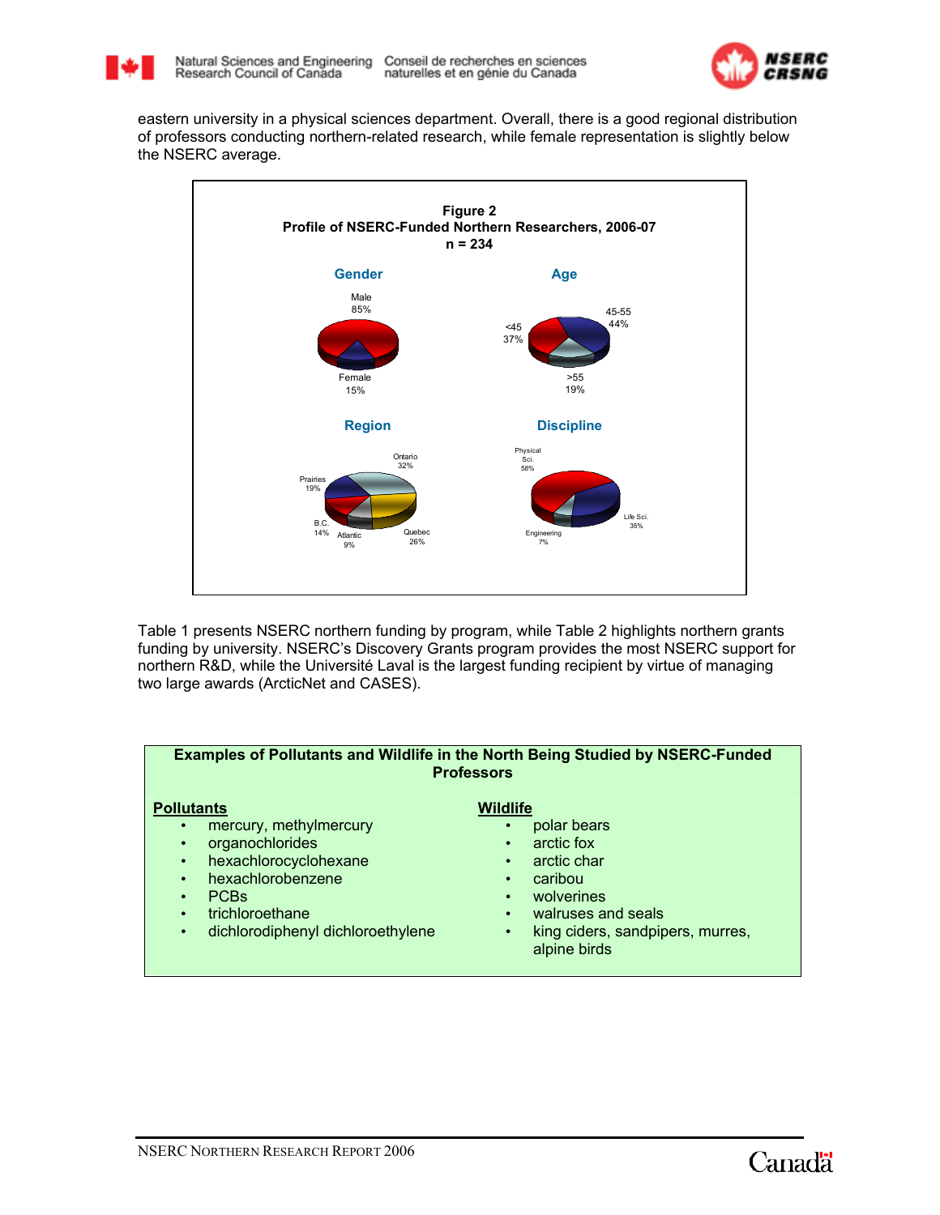eastern university in a physical sciences department. Overall, there is a good regional distribution of professors conducting northern-related research, while female representation is slightly below the NSERC average.

**Figure 2**
**Profile of NSERC-Funded Northern Researchers, 2006-07**
**n = 234**

**Gender**

Male
85%

Female
15%

**Age**

45-55
44%

<45
37%

>55
19%

**Region**

Ontario
32%

Prairies
19%

B.C.
14%

Atlantic
9%

Quebec
26%

**Discipline**

Physical Sci.
58%

Life Sci.
35%

Engineering
7%

Table 1 presents NSERC northern funding by program, while Table 2 highlights northern grants funding by university. NSERC's Discovery Grants program provides the most NSERC support for northern R&D, while the Université Laval is the largest funding recipient by virtue of managing two large awards (ArcticNet and CASES).

**Examples of Pollutants and Wildlife in the North Being Studied by NSERC-Funded Professors**

**Pollutants**

- mercury, methylmercury
- organochlorides
- hexachlorocyclohexane
- hexachlorobenzene
- PCBs
- trichloroethane
- dichlorodiphenyl dichloroethylene

**Wildlife**

- polar bears
- arctic fox
- arctic char
- caribou
- wolverines
- walruses and seals
- king ciders, sandpipers, murres, alpine birds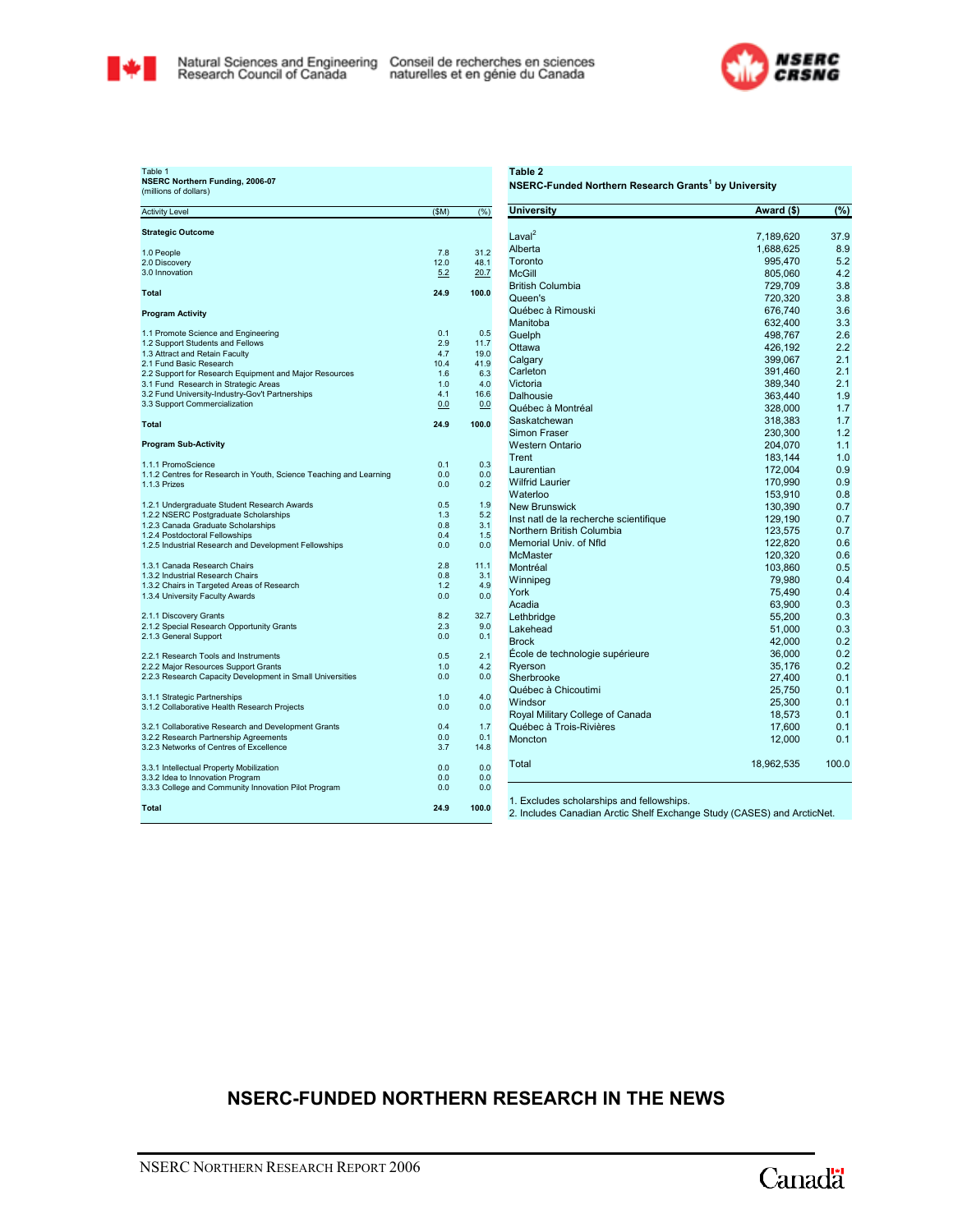Table 1
**NSERC Northern Funding, 2006-07**
(millions of dollars)

| Activity Level | ($M) | (%) |
|---|---|---|
| **Strategic Outcome** | | |
| 1.0 People | 7.8 | 31.2 |
| 2.0 Discovery | 12.0 | 48.1 |
| 3.0 Innovation | 5.2 | 20.7 |
| **Total** | **24.9** | **100.0** |
| **Program Activity** | | |
| 1.1 Promote Science and Engineering | 0.1 | 0.5 |
| 1.2 Support Students and Fellows | 2.9 | 11.7 |
| 1.3 Attract and Retain Faculty | 4.7 | 19.0 |
| 2.1 Fund Basic Research | 10.4 | 41.9 |
| 2.2 Support for Research Equipment and Major Resources | 1.6 | 6.3 |
| 3.1 Fund Research in Strategic Areas | 1.0 | 4.0 |
| 3.2 Fund University-Industry-Gov't Partnerships | 4.1 | 16.6 |
| 3.3 Support Commercialization | 0.0 | 0.0 |
| **Total** | **24.9** | **100.0** |
| **Program Sub-Activity** | | |
| 1.1.1 PromoScience | 0.1 | 0.3 |
| 1.1.2 Centres for Research in Youth, Science Teaching and Learning | 0.0 | 0.0 |
| 1.1.3 Prizes | 0.0 | 0.2 |
| 1.2.1 Undergraduate Student Research Awards | 0.5 | 1.9 |
| 1.2.2 NSERC Postgraduate Scholarships | 1.3 | 5.2 |
| 1.2.3 Canada Graduate Scholarships | 0.8 | 3.1 |
| 1.2.4 Postdoctoral Fellowships | 0.4 | 1.5 |
| 1.2.5 Industrial Research and Development Fellowships | 0.0 | 0.0 |
| 1.3.1 Canada Research Chairs | 2.8 | 11.1 |
| 1.3.2 Industrial Research Chairs | 0.8 | 3.1 |
| 1.3.2 Chairs in Targeted Areas of Research | 1.2 | 4.9 |
| 1.3.4 University Faculty Awards | 0.0 | 0.0 |
| 2.1.1 Discovery Grants | 8.2 | 32.7 |
| 2.1.2 Special Research Opportunity Grants | 2.3 | 9.0 |
| 2.1.3 General Support | 0.0 | 0.1 |
| 2.2.1 Research Tools and Instruments | 0.5 | 2.1 |
| 2.2.2 Major Resources Support Grants | 1.0 | 4.2 |
| 2.2.3 Research Capacity Development in Small Universities | 0.0 | 0.0 |
| 3.1.1 Strategic Partnerships | 1.0 | 4.0 |
| 3.1.2 Collaborative Health Research Projects | 0.0 | 0.0 |
| 3.2.1 Collaborative Research and Development Grants | 0.4 | 1.7 |
| 3.2.2 Research Partnership Agreements | 0.0 | 0.1 |
| 3.2.3 Networks of Centres of Excellence | 3.7 | 14.8 |
| 3.3.1 Intellectual Property Mobilization | 0.0 | 0.0 |
| 3.3.2 Idea to Innovation Program | 0.0 | 0.0 |
| 3.3.3 College and Community Innovation Pilot Program | 0.0 | 0.0 |
| **Total** | **24.9** | **100.0** |

**Table 2**
**NSERC-Funded Northern Research Grants[1] by University**

| University | Award ($) | (%) |
|---|---|---|
| Laval[2] | 7,189,620 | 37.9 |
| Alberta | 1,688,625 | 8.9 |
| Toronto | 995,470 | 5.2 |
| McGill | 805,060 | 4.2 |
| British Columbia | 729,709 | 3.8 |
| Queen's | 720,320 | 3.8 |
| Québec à Rimouski | 676,740 | 3.6 |
| Manitoba | 632,400 | 3.3 |
| Guelph | 498,767 | 2.6 |
| Ottawa | 426,192 | 2.2 |
| Calgary | 399,067 | 2.1 |
| Carleton | 391,460 | 2.1 |
| Victoria | 389,340 | 2.1 |
| Dalhousie | 363,440 | 1.9 |
| Québec à Montréal | 328,000 | 1.7 |
| Saskatchewan | 318,383 | 1.7 |
| Simon Fraser | 230,300 | 1.2 |
| Western Ontario | 204,070 | 1.1 |
| Trent | 183,144 | 1.0 |
| Laurentian | 172,004 | 0.9 |
| Wilfrid Laurier | 170,990 | 0.9 |
| Waterloo | 153,910 | 0.8 |
| New Brunswick | 130,390 | 0.7 |
| Inst natl de la recherche scientifique | 129,190 | 0.7 |
| Northern British Columbia | 123,575 | 0.7 |
| Memorial Univ. of Nfld | 122,820 | 0.6 |
| McMaster | 120,320 | 0.6 |
| Montréal | 103,860 | 0.5 |
| Winnipeg | 79,980 | 0.4 |
| York | 75,490 | 0.4 |
| Acadia | 63,900 | 0.3 |
| Lethbridge | 55,200 | 0.3 |
| Lakehead | 51,000 | 0.3 |
| Brock | 42,000 | 0.2 |
| École de technologie supérieure | 36,000 | 0.2 |
| Ryerson | 35,176 | 0.2 |
| Sherbrooke | 27,400 | 0.1 |
| Québec à Chicoutimi | 25,750 | 0.1 |
| Windsor | 25,300 | 0.1 |
| Royal Military College of Canada | 18,573 | 0.1 |
| Québec à Trois-Rivières | 17,600 | 0.1 |
| Moncton | 12,000 | 0.1 |
| Total | 18,962,535 | 100.0 |

1. Excludes scholarships and fellowships.
2. Includes Canadian Arctic Shelf Exchange Study (CASES) and ArcticNet.

## NSERC-FUNDED NORTHERN RESEARCH IN THE NEWS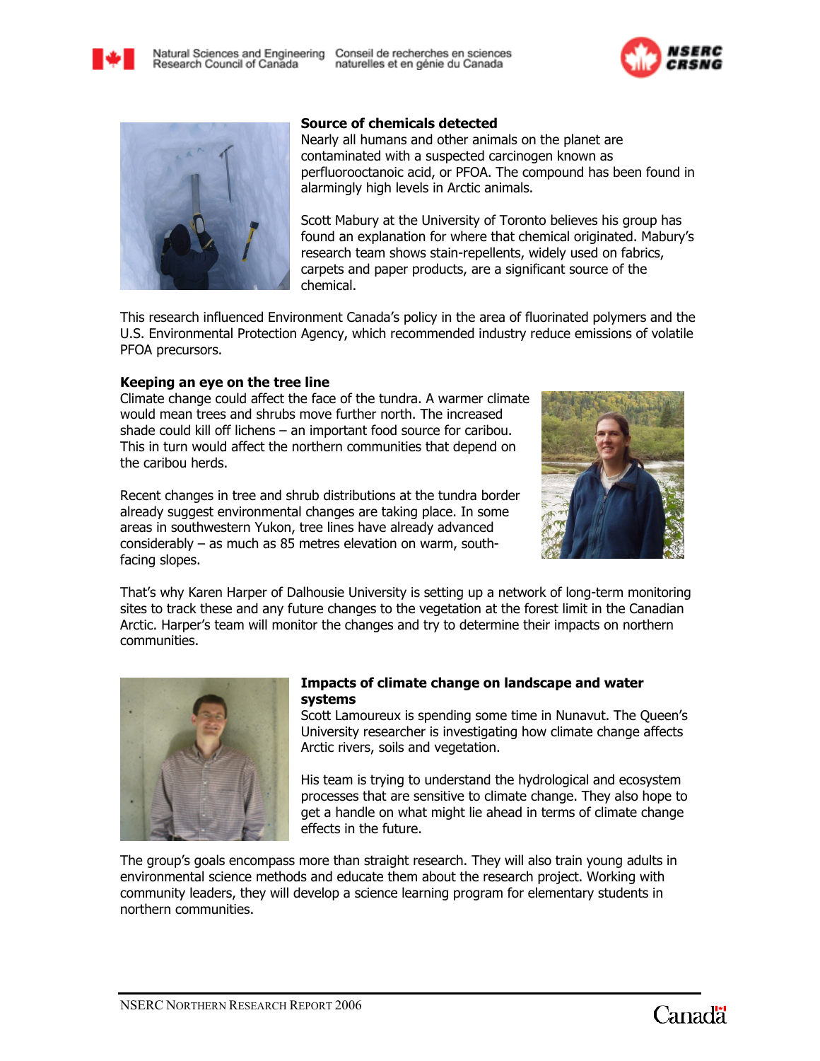### Source of chemicals detected

Nearly all humans and other animals on the planet are contaminated with a suspected carcinogen known as perfluorooctanoic acid, or PFOA. The compound has been found in alarmingly high levels in Arctic animals.

Scott Mabury at the University of Toronto believes his group has found an explanation for where that chemical originated. Mabury's research team shows stain-repellents, widely used on fabrics, carpets and paper products, are a significant source of the chemical.

This research influenced Environment Canada's policy in the area of fluorinated polymers and the U.S. Environmental Protection Agency, which recommended industry reduce emissions of volatile PFOA precursors.

### Keeping an eye on the tree line

Climate change could affect the face of the tundra. A warmer climate would mean trees and shrubs move further north. The increased shade could kill off lichens – an important food source for caribou. This in turn would affect the northern communities that depend on the caribou herds.

Recent changes in tree and shrub distributions at the tundra border already suggest environmental changes are taking place. In some areas in southwestern Yukon, tree lines have already advanced considerably – as much as 85 metres elevation on warm, south-facing slopes.

That's why Karen Harper of Dalhousie University is setting up a network of long-term monitoring sites to track these and any future changes to the vegetation at the forest limit in the Canadian Arctic. Harper's team will monitor the changes and try to determine their impacts on northern communities.

### Impacts of climate change on landscape and water systems

Scott Lamoureux is spending some time in Nunavut. The Queen's University researcher is investigating how climate change affects Arctic rivers, soils and vegetation.

His team is trying to understand the hydrological and ecosystem processes that are sensitive to climate change. They also hope to get a handle on what might lie ahead in terms of climate change effects in the future.

The group's goals encompass more than straight research. They will also train young adults in environmental science methods and educate them about the research project. Working with community leaders, they will develop a science learning program for elementary students in northern communities.